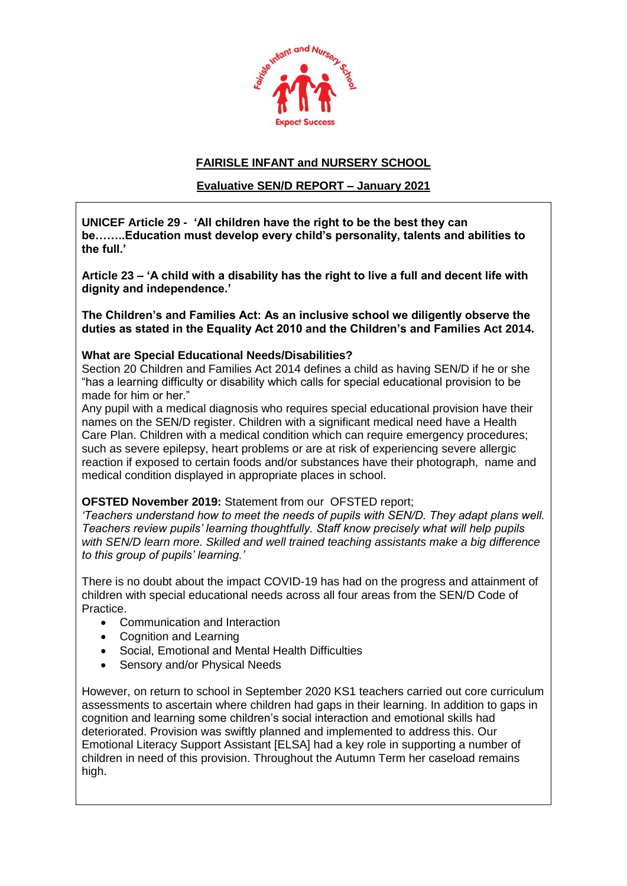# FAIRISLE INFANT and NURSERY SCHOOL

## Evaluative SEN/D REPORT – January 2021

**UNICEF Article 29 - 'All children have the right to be the best they can be……..Education must develop every child's personality, talents and abilities to the full.'**

**Article 23 – 'A child with a disability has the right to live a full and decent life with dignity and independence.'**

**The Children's and Families Act: As an inclusive school we diligently observe the duties as stated in the Equality Act 2010 and the Children's and Families Act 2014.**

**What are Special Educational Needs/Disabilities?**

Section 20 Children and Families Act 2014 defines a child as having SEN/D if he or she "has a learning difficulty or disability which calls for special educational provision to be made for him or her."

Any pupil with a medical diagnosis who requires special educational provision have their names on the SEN/D register. Children with a significant medical need have a Health Care Plan. Children with a medical condition which can require emergency procedures; such as severe epilepsy, heart problems or are at risk of experiencing severe allergic reaction if exposed to certain foods and/or substances have their photograph, name and medical condition displayed in appropriate places in school.

**OFSTED November 2019:** Statement from our OFSTED report;

*'Teachers understand how to meet the needs of pupils with SEN/D. They adapt plans well. Teachers review pupils' learning thoughtfully. Staff know precisely what will help pupils with SEN/D learn more. Skilled and well trained teaching assistants make a big difference to this group of pupils' learning.'*

There is no doubt about the impact COVID-19 has had on the progress and attainment of children with special educational needs across all four areas from the SEN/D Code of Practice.

- Communication and Interaction
- Cognition and Learning
- Social, Emotional and Mental Health Difficulties
- Sensory and/or Physical Needs

However, on return to school in September 2020 KS1 teachers carried out core curriculum assessments to ascertain where children had gaps in their learning. In addition to gaps in cognition and learning some children's social interaction and emotional skills had deteriorated. Provision was swiftly planned and implemented to address this. Our Emotional Literacy Support Assistant [ELSA] had a key role in supporting a number of children in need of this provision. Throughout the Autumn Term her caseload remains high.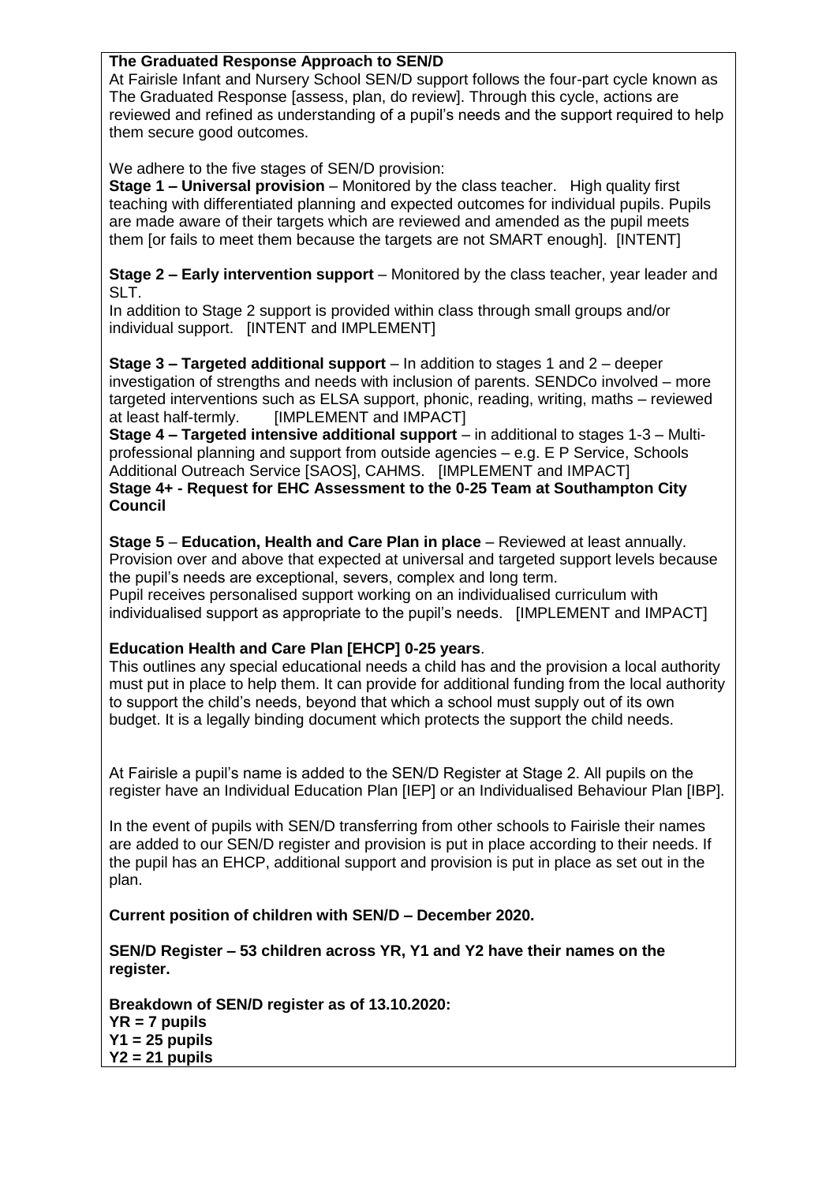**The Graduated Response Approach to SEN/D**

At Fairisle Infant and Nursery School SEN/D support follows the four-part cycle known as The Graduated Response [assess, plan, do review]. Through this cycle, actions are reviewed and refined as understanding of a pupil's needs and the support required to help them secure good outcomes.

We adhere to the five stages of SEN/D provision:

**Stage 1 – Universal provision** – Monitored by the class teacher. High quality first teaching with differentiated planning and expected outcomes for individual pupils. Pupils are made aware of their targets which are reviewed and amended as the pupil meets them [or fails to meet them because the targets are not SMART enough]. [INTENT]

**Stage 2 – Early intervention support** – Monitored by the class teacher, year leader and SLT.
In addition to Stage 2 support is provided within class through small groups and/or individual support. [INTENT and IMPLEMENT]

**Stage 3 – Targeted additional support** – In addition to stages 1 and 2 – deeper investigation of strengths and needs with inclusion of parents. SENDCo involved – more targeted interventions such as ELSA support, phonic, reading, writing, maths – reviewed at least half-termly. [IMPLEMENT and IMPACT]

**Stage 4 – Targeted intensive additional support** – in additional to stages 1-3 – Multi-professional planning and support from outside agencies – e.g. E P Service, Schools Additional Outreach Service [SAOS], CAHMS. [IMPLEMENT and IMPACT]

**Stage 4+ - Request for EHC Assessment to the 0-25 Team at Southampton City Council**

**Stage 5** – **Education, Health and Care Plan in place** – Reviewed at least annually. Provision over and above that expected at universal and targeted support levels because the pupil's needs are exceptional, severs, complex and long term.
Pupil receives personalised support working on an individualised curriculum with individualised support as appropriate to the pupil's needs. [IMPLEMENT and IMPACT]

**Education Health and Care Plan [EHCP] 0-25 years**.

This outlines any special educational needs a child has and the provision a local authority must put in place to help them. It can provide for additional funding from the local authority to support the child's needs, beyond that which a school must supply out of its own budget. It is a legally binding document which protects the support the child needs.

At Fairisle a pupil's name is added to the SEN/D Register at Stage 2. All pupils on the register have an Individual Education Plan [IEP] or an Individualised Behaviour Plan [IBP].

In the event of pupils with SEN/D transferring from other schools to Fairisle their names are added to our SEN/D register and provision is put in place according to their needs. If the pupil has an EHCP, additional support and provision is put in place as set out in the plan.

**Current position of children with SEN/D – December 2020.**

**SEN/D Register – 53 children across YR, Y1 and Y2 have their names on the register.**

**Breakdown of SEN/D register as of 13.10.2020:**
**YR = 7 pupils**
**Y1 = 25 pupils**
**Y2 = 21 pupils**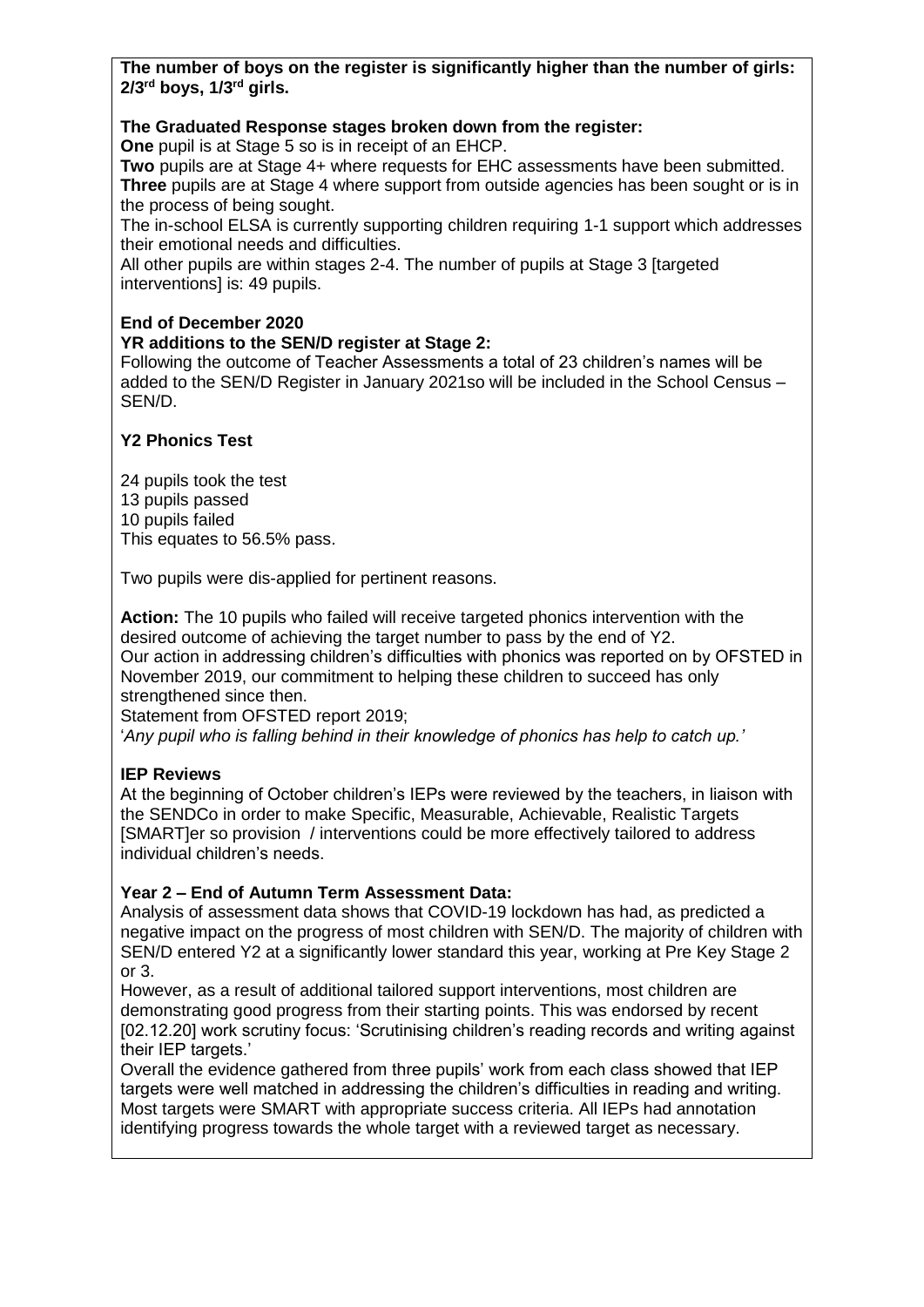**The number of boys on the register is significantly higher than the number of girls: 2/3rd boys, 1/3rd girls.**

**The Graduated Response stages broken down from the register:**

**One** pupil is at Stage 5 so is in receipt of an EHCP.

**Two** pupils are at Stage 4+ where requests for EHC assessments have been submitted.

**Three** pupils are at Stage 4 where support from outside agencies has been sought or is in the process of being sought.

The in-school ELSA is currently supporting children requiring 1-1 support which addresses their emotional needs and difficulties.

All other pupils are within stages 2-4. The number of pupils at Stage 3 [targeted interventions] is: 49 pupils.

**End of December 2020**

**YR additions to the SEN/D register at Stage 2:**

Following the outcome of Teacher Assessments a total of 23 children's names will be added to the SEN/D Register in January 2021so will be included in the School Census – SEN/D.

**Y2 Phonics Test**

24 pupils took the test
13 pupils passed
10 pupils failed
This equates to 56.5% pass.

Two pupils were dis-applied for pertinent reasons.

**Action:** The 10 pupils who failed will receive targeted phonics intervention with the desired outcome of achieving the target number to pass by the end of Y2.
Our action in addressing children's difficulties with phonics was reported on by OFSTED in November 2019, our commitment to helping these children to succeed has only strengthened since then.
Statement from OFSTED report 2019;
'*Any pupil who is falling behind in their knowledge of phonics has help to catch up.*'

**IEP Reviews**

At the beginning of October children's IEPs were reviewed by the teachers, in liaison with the SENDCo in order to make Specific, Measurable, Achievable, Realistic Targets [SMART]er so provision / interventions could be more effectively tailored to address individual children's needs.

**Year 2 – End of Autumn Term Assessment Data:**

Analysis of assessment data shows that COVID-19 lockdown has had, as predicted a negative impact on the progress of most children with SEN/D. The majority of children with SEN/D entered Y2 at a significantly lower standard this year, working at Pre Key Stage 2 or 3.

However, as a result of additional tailored support interventions, most children are demonstrating good progress from their starting points. This was endorsed by recent [02.12.20] work scrutiny focus: 'Scrutinising children's reading records and writing against their IEP targets.'

Overall the evidence gathered from three pupils' work from each class showed that IEP targets were well matched in addressing the children's difficulties in reading and writing. Most targets were SMART with appropriate success criteria. All IEPs had annotation identifying progress towards the whole target with a reviewed target as necessary.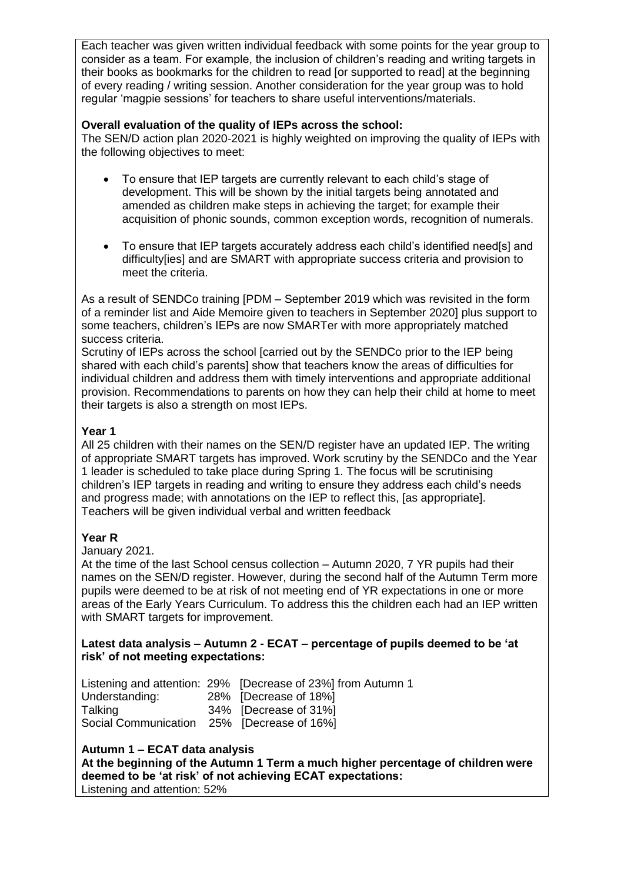Each teacher was given written individual feedback with some points for the year group to consider as a team. For example, the inclusion of children's reading and writing targets in their books as bookmarks for the children to read [or supported to read] at the beginning of every reading / writing session. Another consideration for the year group was to hold regular 'magpie sessions' for teachers to share useful interventions/materials.

**Overall evaluation of the quality of IEPs across the school:**

The SEN/D action plan 2020-2021 is highly weighted on improving the quality of IEPs with the following objectives to meet:

- To ensure that IEP targets are currently relevant to each child's stage of development. This will be shown by the initial targets being annotated and amended as children make steps in achieving the target; for example their acquisition of phonic sounds, common exception words, recognition of numerals.
- To ensure that IEP targets accurately address each child's identified need[s] and difficulty[ies] and are SMART with appropriate success criteria and provision to meet the criteria.

As a result of SENDCo training [PDM – September 2019 which was revisited in the form of a reminder list and Aide Memoire given to teachers in September 2020] plus support to some teachers, children's IEPs are now SMARTer with more appropriately matched success criteria.

Scrutiny of IEPs across the school [carried out by the SENDCo prior to the IEP being shared with each child's parents] show that teachers know the areas of difficulties for individual children and address them with timely interventions and appropriate additional provision. Recommendations to parents on how they can help their child at home to meet their targets is also a strength on most IEPs.

**Year 1**

All 25 children with their names on the SEN/D register have an updated IEP. The writing of appropriate SMART targets has improved. Work scrutiny by the SENDCo and the Year 1 leader is scheduled to take place during Spring 1. The focus will be scrutinising children's IEP targets in reading and writing to ensure they address each child's needs and progress made; with annotations on the IEP to reflect this, [as appropriate]. Teachers will be given individual verbal and written feedback

**Year R**

January 2021.

At the time of the last School census collection – Autumn 2020, 7 YR pupils had their names on the SEN/D register. However, during the second half of the Autumn Term more pupils were deemed to be at risk of not meeting end of YR expectations in one or more areas of the Early Years Curriculum. To address this the children each had an IEP written with SMART targets for improvement.

**Latest data analysis – Autumn 2 - ECAT – percentage of pupils deemed to be 'at risk' of not meeting expectations:**

Listening and attention: 29% [Decrease of 23%] from Autumn 1
Understanding: 28% [Decrease of 18%]
Talking 34% [Decrease of 31%]
Social Communication 25% [Decrease of 16%]

**Autumn 1 – ECAT data analysis**

**At the beginning of the Autumn 1 Term a much higher percentage of children were deemed to be 'at risk' of not achieving ECAT expectations:**

Listening and attention: 52%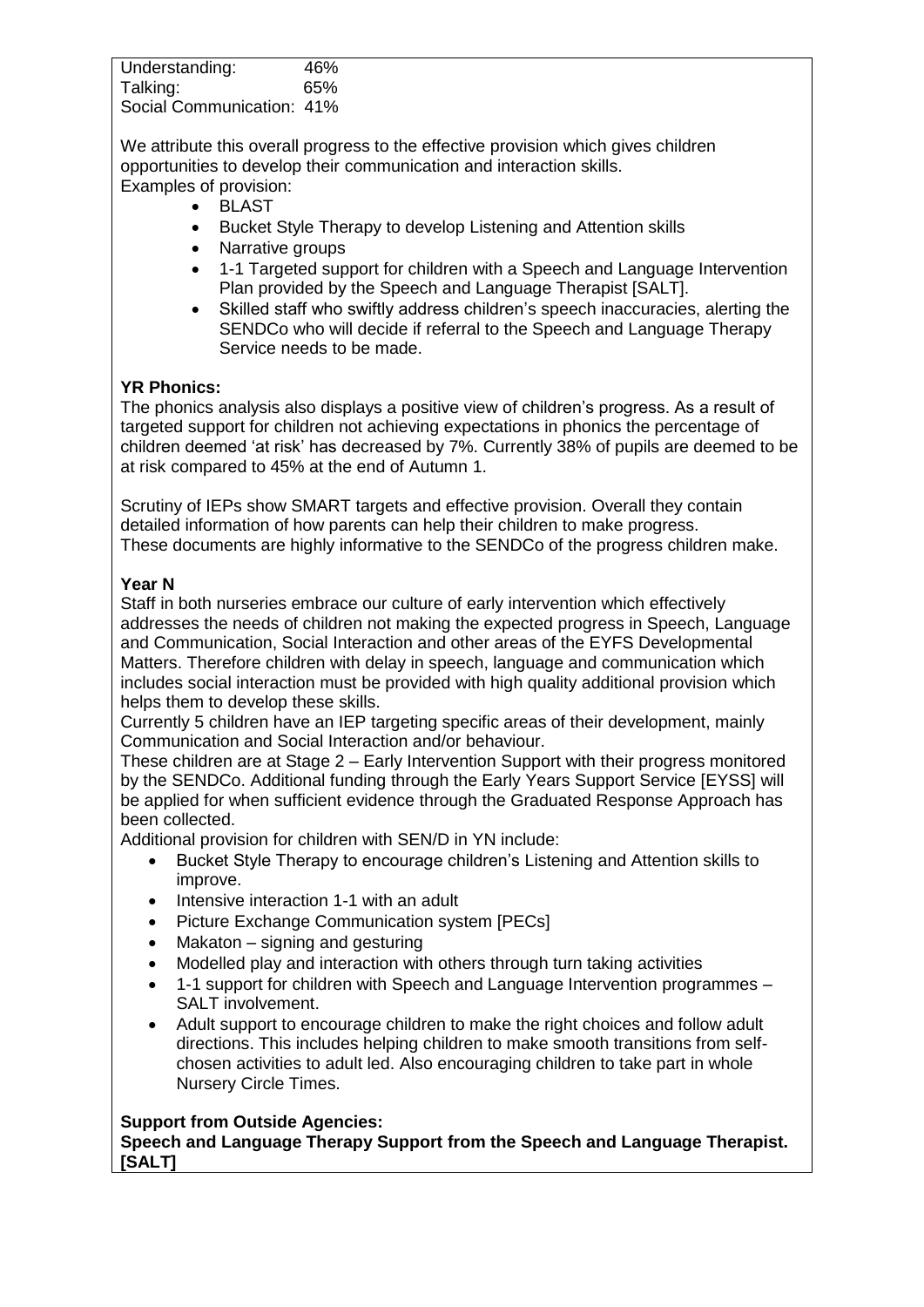Understanding: 46%
Talking: 65%
Social Communication: 41%

We attribute this overall progress to the effective provision which gives children opportunities to develop their communication and interaction skills.
Examples of provision:

- BLAST
- Bucket Style Therapy to develop Listening and Attention skills
- Narrative groups
- 1-1 Targeted support for children with a Speech and Language Intervention Plan provided by the Speech and Language Therapist [SALT].
- Skilled staff who swiftly address children's speech inaccuracies, alerting the SENDCo who will decide if referral to the Speech and Language Therapy Service needs to be made.

**YR Phonics:**
The phonics analysis also displays a positive view of children's progress. As a result of targeted support for children not achieving expectations in phonics the percentage of children deemed 'at risk' has decreased by 7%. Currently 38% of pupils are deemed to be at risk compared to 45% at the end of Autumn 1.

Scrutiny of IEPs show SMART targets and effective provision. Overall they contain detailed information of how parents can help their children to make progress.
These documents are highly informative to the SENDCo of the progress children make.

**Year N**
Staff in both nurseries embrace our culture of early intervention which effectively addresses the needs of children not making the expected progress in Speech, Language and Communication, Social Interaction and other areas of the EYFS Developmental Matters. Therefore children with delay in speech, language and communication which includes social interaction must be provided with high quality additional provision which helps them to develop these skills.
Currently 5 children have an IEP targeting specific areas of their development, mainly Communication and Social Interaction and/or behaviour.
These children are at Stage 2 – Early Intervention Support with their progress monitored by the SENDCo. Additional funding through the Early Years Support Service [EYSS] will be applied for when sufficient evidence through the Graduated Response Approach has been collected.
Additional provision for children with SEN/D in YN include:

- Bucket Style Therapy to encourage children's Listening and Attention skills to improve.
- Intensive interaction 1-1 with an adult
- Picture Exchange Communication system [PECs]
- Makaton – signing and gesturing
- Modelled play and interaction with others through turn taking activities
- 1-1 support for children with Speech and Language Intervention programmes – SALT involvement.
- Adult support to encourage children to make the right choices and follow adult directions. This includes helping children to make smooth transitions from self-chosen activities to adult led. Also encouraging children to take part in whole Nursery Circle Times.

**Support from Outside Agencies:**
**Speech and Language Therapy Support from the Speech and Language Therapist. [SALT]**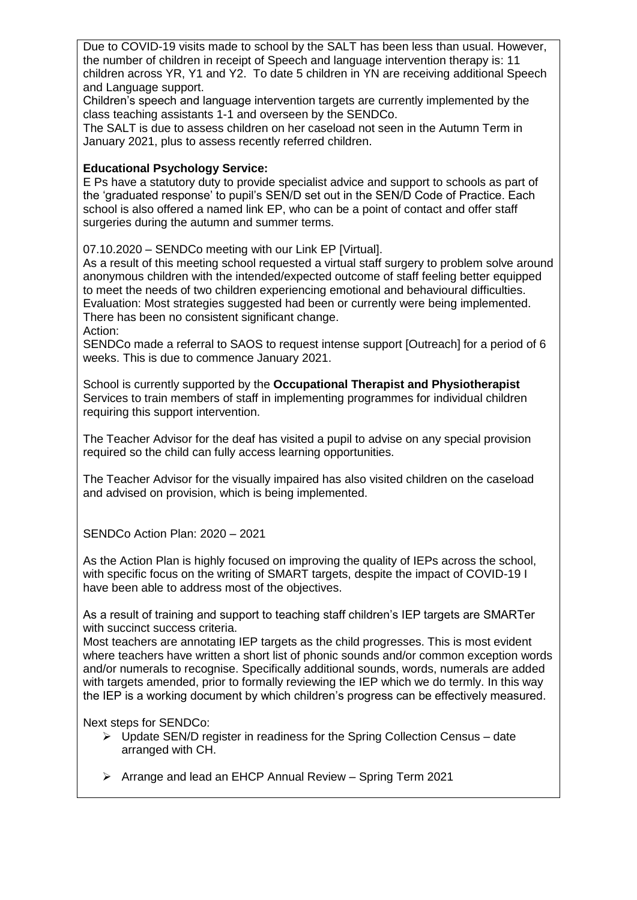Due to COVID-19 visits made to school by the SALT has been less than usual. However, the number of children in receipt of Speech and language intervention therapy is: 11 children across YR, Y1 and Y2. To date 5 children in YN are receiving additional Speech and Language support.

Children's speech and language intervention targets are currently implemented by the class teaching assistants 1-1 and overseen by the SENDCo.

The SALT is due to assess children on her caseload not seen in the Autumn Term in January 2021, plus to assess recently referred children.

**Educational Psychology Service:**

E Ps have a statutory duty to provide specialist advice and support to schools as part of the 'graduated response' to pupil's SEN/D set out in the SEN/D Code of Practice. Each school is also offered a named link EP, who can be a point of contact and offer staff surgeries during the autumn and summer terms.

07.10.2020 – SENDCo meeting with our Link EP [Virtual].

As a result of this meeting school requested a virtual staff surgery to problem solve around anonymous children with the intended/expected outcome of staff feeling better equipped to meet the needs of two children experiencing emotional and behavioural difficulties.

Evaluation: Most strategies suggested had been or currently were being implemented. There has been no consistent significant change.

Action:

SENDCo made a referral to SAOS to request intense support [Outreach] for a period of 6 weeks. This is due to commence January 2021.

School is currently supported by the **Occupational Therapist and Physiotherapist** Services to train members of staff in implementing programmes for individual children requiring this support intervention.

The Teacher Advisor for the deaf has visited a pupil to advise on any special provision required so the child can fully access learning opportunities.

The Teacher Advisor for the visually impaired has also visited children on the caseload and advised on provision, which is being implemented.

SENDCo Action Plan: 2020 – 2021

As the Action Plan is highly focused on improving the quality of IEPs across the school, with specific focus on the writing of SMART targets, despite the impact of COVID-19 I have been able to address most of the objectives.

As a result of training and support to teaching staff children's IEP targets are SMARTer with succinct success criteria.

Most teachers are annotating IEP targets as the child progresses. This is most evident where teachers have written a short list of phonic sounds and/or common exception words and/or numerals to recognise. Specifically additional sounds, words, numerals are added with targets amended, prior to formally reviewing the IEP which we do termly. In this way the IEP is a working document by which children's progress can be effectively measured.

Next steps for SENDCo:

- Update SEN/D register in readiness for the Spring Collection Census – date arranged with CH.
- Arrange and lead an EHCP Annual Review – Spring Term 2021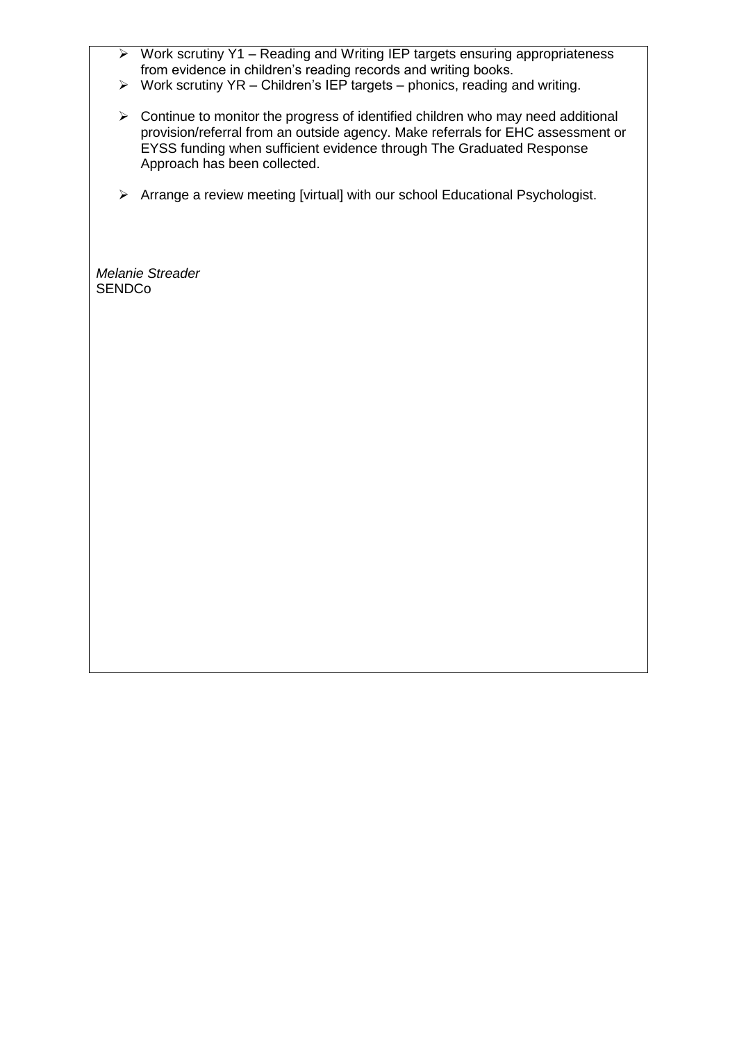- Work scrutiny Y1 – Reading and Writing IEP targets ensuring appropriateness from evidence in children's reading records and writing books.
- Work scrutiny YR – Children's IEP targets – phonics, reading and writing.
- Continue to monitor the progress of identified children who may need additional provision/referral from an outside agency. Make referrals for EHC assessment or EYSS funding when sufficient evidence through The Graduated Response Approach has been collected.
- Arrange a review meeting [virtual] with our school Educational Psychologist.

*Melanie Streader*
SENDCo